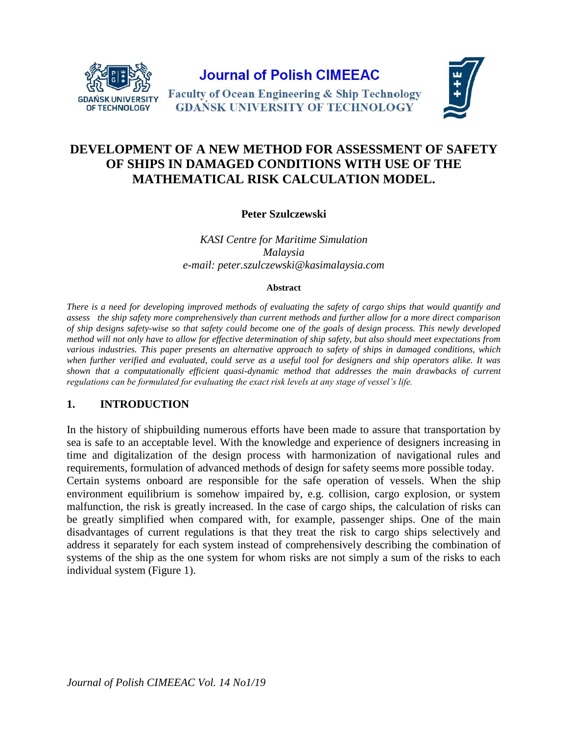# DEVELOPMENT OF A NEW METHOD FOR ASSESSMENT OF SAFETY OF SHIPS IN DAMAGED CONDITIONS WITH USE OF THE MATHEMATICAL RISK CALCULATION MODEL.

**Peter Szulczewski**

*KASI Centre for Maritime Simulation*
*Malaysia*
*e-mail: peter.szulczewski@kasimalaysia.com*

**Abstract**

*There is a need for developing improved methods of evaluating the safety of cargo ships that would quantify and assess the ship safety more comprehensively than current methods and further allow for a more direct comparison of ship designs safety-wise so that safety could become one of the goals of design process. This newly developed method will not only have to allow for effective determination of ship safety, but also should meet expectations from various industries. This paper presents an alternative approach to safety of ships in damaged conditions, which when further verified and evaluated, could serve as a useful tool for designers and ship operators alike. It was shown that a computationally efficient quasi-dynamic method that addresses the main drawbacks of current regulations can be formulated for evaluating the exact risk levels at any stage of vessel's life.*

## 1. INTRODUCTION

In the history of shipbuilding numerous efforts have been made to assure that transportation by sea is safe to an acceptable level. With the knowledge and experience of designers increasing in time and digitalization of the design process with harmonization of navigational rules and requirements, formulation of advanced methods of design for safety seems more possible today.
Certain systems onboard are responsible for the safe operation of vessels. When the ship environment equilibrium is somehow impaired by, e.g. collision, cargo explosion, or system malfunction, the risk is greatly increased. In the case of cargo ships, the calculation of risks can be greatly simplified when compared with, for example, passenger ships. One of the main disadvantages of current regulations is that they treat the risk to cargo ships selectively and address it separately for each system instead of comprehensively describing the combination of systems of the ship as the one system for whom risks are not simply a sum of the risks to each individual system (Figure 1).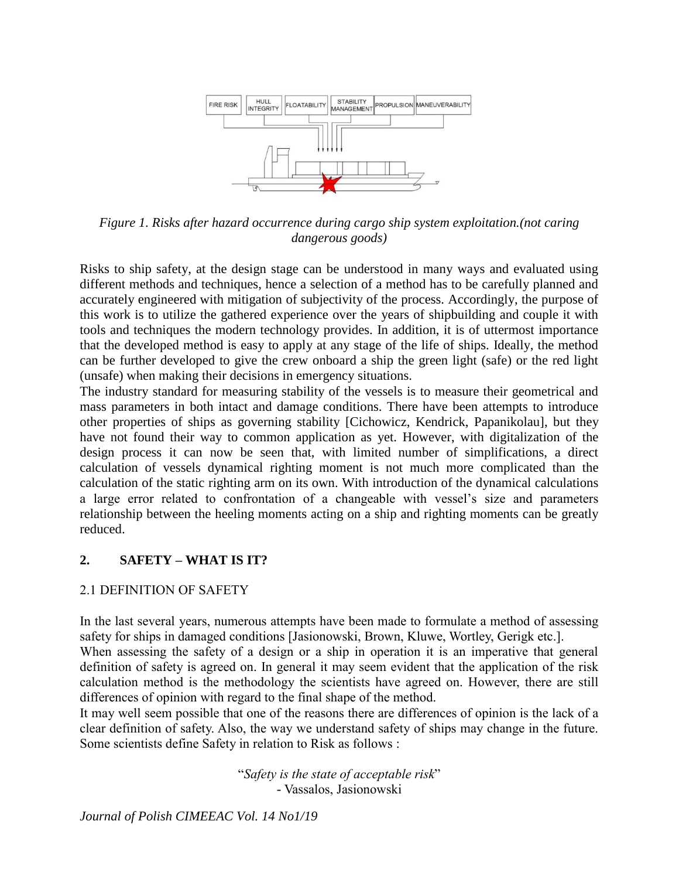*Figure 1. Risks after hazard occurrence during cargo ship system exploitation.(not caring dangerous goods)*

Risks to ship safety, at the design stage can be understood in many ways and evaluated using different methods and techniques, hence a selection of a method has to be carefully planned and accurately engineered with mitigation of subjectivity of the process. Accordingly, the purpose of this work is to utilize the gathered experience over the years of shipbuilding and couple it with tools and techniques the modern technology provides. In addition, it is of uttermost importance that the developed method is easy to apply at any stage of the life of ships. Ideally, the method can be further developed to give the crew onboard a ship the green light (safe) or the red light (unsafe) when making their decisions in emergency situations.

The industry standard for measuring stability of the vessels is to measure their geometrical and mass parameters in both intact and damage conditions. There have been attempts to introduce other properties of ships as governing stability [Cichowicz, Kendrick, Papanikolau], but they have not found their way to common application as yet. However, with digitalization of the design process it can now be seen that, with limited number of simplifications, a direct calculation of vessels dynamical righting moment is not much more complicated than the calculation of the static righting arm on its own. With introduction of the dynamical calculations a large error related to confrontation of a changeable with vessel's size and parameters relationship between the heeling moments acting on a ship and righting moments can be greatly reduced.

## 2. SAFETY – WHAT IS IT?

### 2.1 DEFINITION OF SAFETY

In the last several years, numerous attempts have been made to formulate a method of assessing safety for ships in damaged conditions [Jasionowski, Brown, Kluwe, Wortley, Gerigk etc.].

When assessing the safety of a design or a ship in operation it is an imperative that general definition of safety is agreed on. In general it may seem evident that the application of the risk calculation method is the methodology the scientists have agreed on. However, there are still differences of opinion with regard to the final shape of the method.

It may well seem possible that one of the reasons there are differences of opinion is the lack of a clear definition of safety. Also, the way we understand safety of ships may change in the future. Some scientists define Safety in relation to Risk as follows :

"*Safety is the state of acceptable risk*"
- Vassalos, Jasionowski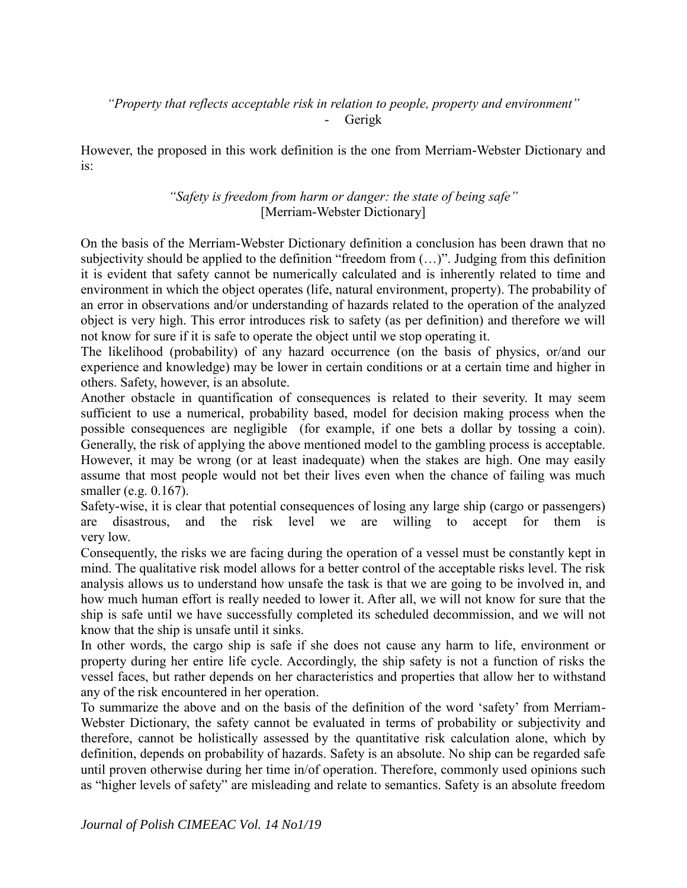*"Property that reflects acceptable risk in relation to people, property and environment"*
- Gerigk

However, the proposed in this work definition is the one from Merriam-Webster Dictionary and is:

*"Safety is freedom from harm or danger: the state of being safe"*
[Merriam-Webster Dictionary]

On the basis of the Merriam-Webster Dictionary definition a conclusion has been drawn that no subjectivity should be applied to the definition "freedom from (…)". Judging from this definition it is evident that safety cannot be numerically calculated and is inherently related to time and environment in which the object operates (life, natural environment, property). The probability of an error in observations and/or understanding of hazards related to the operation of the analyzed object is very high. This error introduces risk to safety (as per definition) and therefore we will not know for sure if it is safe to operate the object until we stop operating it.

The likelihood (probability) of any hazard occurrence (on the basis of physics, or/and our experience and knowledge) may be lower in certain conditions or at a certain time and higher in others. Safety, however, is an absolute.

Another obstacle in quantification of consequences is related to their severity. It may seem sufficient to use a numerical, probability based, model for decision making process when the possible consequences are negligible (for example, if one bets a dollar by tossing a coin). Generally, the risk of applying the above mentioned model to the gambling process is acceptable. However, it may be wrong (or at least inadequate) when the stakes are high. One may easily assume that most people would not bet their lives even when the chance of failing was much smaller (e.g. 0.167).

Safety-wise, it is clear that potential consequences of losing any large ship (cargo or passengers) are disastrous, and the risk level we are willing to accept for them is very low.

Consequently, the risks we are facing during the operation of a vessel must be constantly kept in mind. The qualitative risk model allows for a better control of the acceptable risks level. The risk analysis allows us to understand how unsafe the task is that we are going to be involved in, and how much human effort is really needed to lower it. After all, we will not know for sure that the ship is safe until we have successfully completed its scheduled decommission, and we will not know that the ship is unsafe until it sinks.

In other words, the cargo ship is safe if she does not cause any harm to life, environment or property during her entire life cycle. Accordingly, the ship safety is not a function of risks the vessel faces, but rather depends on her characteristics and properties that allow her to withstand any of the risk encountered in her operation.

To summarize the above and on the basis of the definition of the word 'safety' from Merriam-Webster Dictionary, the safety cannot be evaluated in terms of probability or subjectivity and therefore, cannot be holistically assessed by the quantitative risk calculation alone, which by definition, depends on probability of hazards. Safety is an absolute. No ship can be regarded safe until proven otherwise during her time in/of operation. Therefore, commonly used opinions such as "higher levels of safety" are misleading and relate to semantics. Safety is an absolute freedom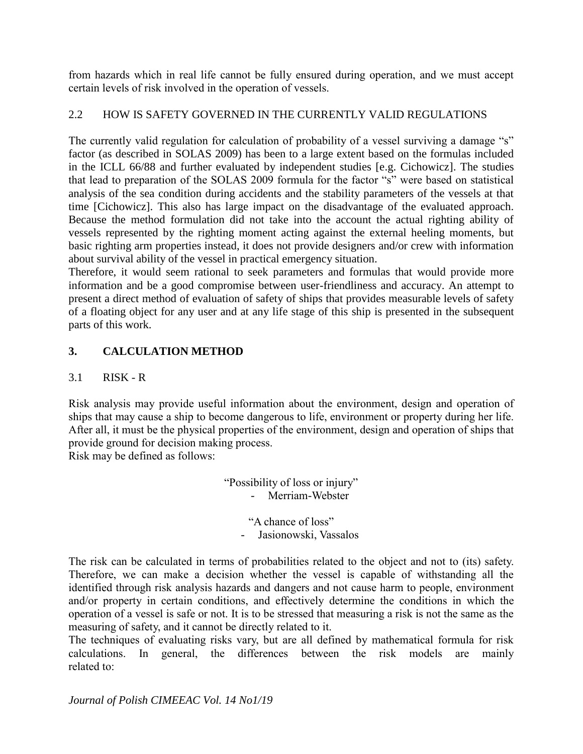from hazards which in real life cannot be fully ensured during operation, and we must accept certain levels of risk involved in the operation of vessels.

### 2.2 HOW IS SAFETY GOVERNED IN THE CURRENTLY VALID REGULATIONS

The currently valid regulation for calculation of probability of a vessel surviving a damage "s" factor (as described in SOLAS 2009) has been to a large extent based on the formulas included in the ICLL 66/88 and further evaluated by independent studies [e.g. Cichowicz]. The studies that lead to preparation of the SOLAS 2009 formula for the factor "s" were based on statistical analysis of the sea condition during accidents and the stability parameters of the vessels at that time [Cichowicz]. This also has large impact on the disadvantage of the evaluated approach. Because the method formulation did not take into the account the actual righting ability of vessels represented by the righting moment acting against the external heeling moments, but basic righting arm properties instead, it does not provide designers and/or crew with information about survival ability of the vessel in practical emergency situation.

Therefore, it would seem rational to seek parameters and formulas that would provide more information and be a good compromise between user-friendliness and accuracy. An attempt to present a direct method of evaluation of safety of ships that provides measurable levels of safety of a floating object for any user and at any life stage of this ship is presented in the subsequent parts of this work.

## 3. CALCULATION METHOD

### 3.1 RISK - R

Risk analysis may provide useful information about the environment, design and operation of ships that may cause a ship to become dangerous to life, environment or property during her life. After all, it must be the physical properties of the environment, design and operation of ships that provide ground for decision making process.

Risk may be defined as follows:

"Possibility of loss or injury"
- Merriam-Webster

"A chance of loss"
- Jasionowski, Vassalos

The risk can be calculated in terms of probabilities related to the object and not to (its) safety. Therefore, we can make a decision whether the vessel is capable of withstanding all the identified through risk analysis hazards and dangers and not cause harm to people, environment and/or property in certain conditions, and effectively determine the conditions in which the operation of a vessel is safe or not. It is to be stressed that measuring a risk is not the same as the measuring of safety, and it cannot be directly related to it.

The techniques of evaluating risks vary, but are all defined by mathematical formula for risk calculations. In general, the differences between the risk models are mainly related to: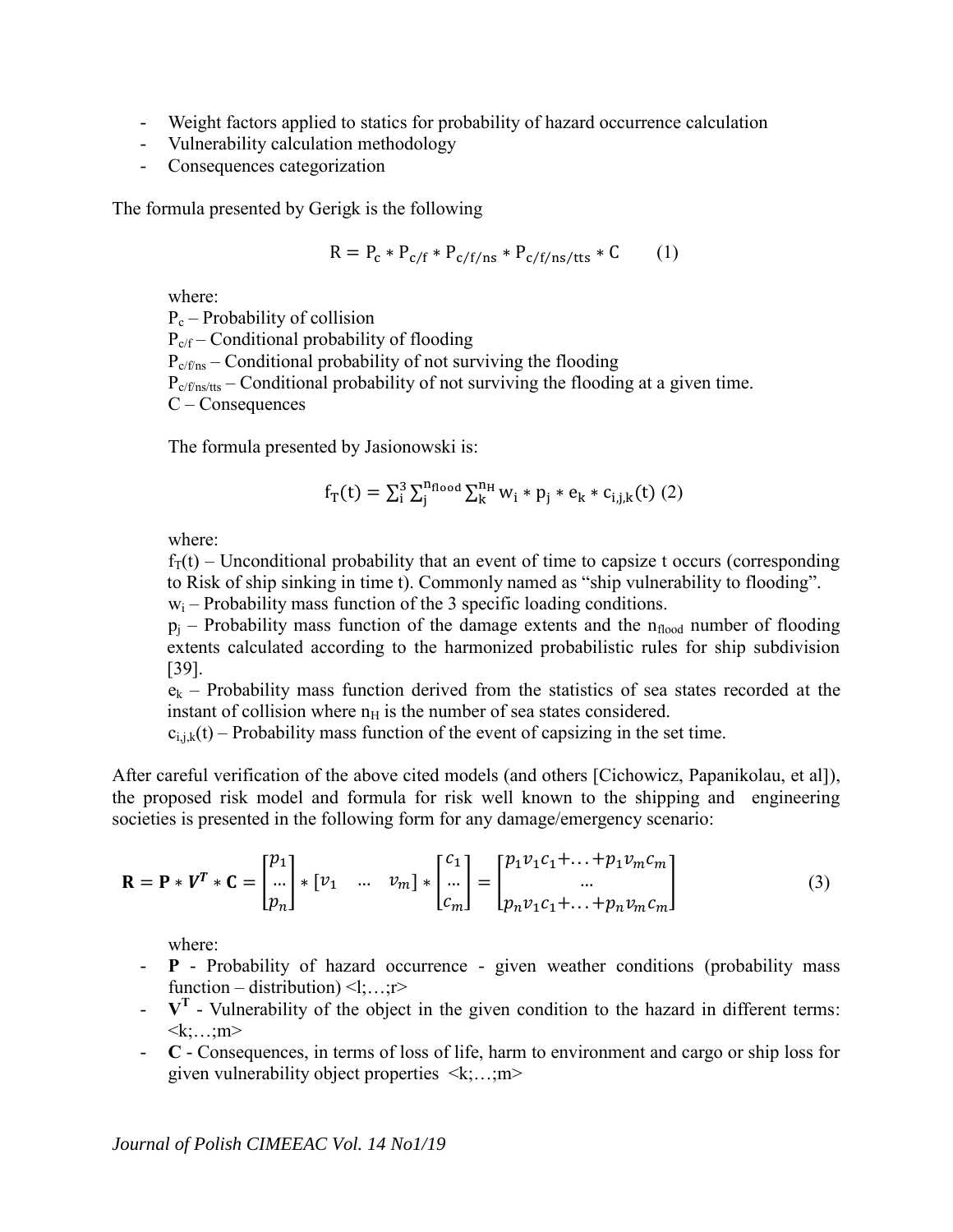- Weight factors applied to statics for probability of hazard occurrence calculation
- Vulnerability calculation methodology
- Consequences categorization

The formula presented by Gerigk is the following

$$R = P_c * P_{c/f} * P_{c/f/ns} * P_{c/f/ns/tts} * C \qquad (1)$$

where:
$P_c$ – Probability of collision
$P_{c/f}$ – Conditional probability of flooding
$P_{c/f/ns}$ – Conditional probability of not surviving the flooding
$P_{c/f/ns/tts}$ – Conditional probability of not surviving the flooding at a given time.
C – Consequences

The formula presented by Jasionowski is:

$$f_T(t) = \sum_i^3 \sum_j^{n_{flood}} \sum_k^{n_H} w_i * p_j * e_k * c_{i,j,k}(t) \ (2)$$

where:
$f_T(t)$ – Unconditional probability that an event of time to capsize t occurs (corresponding to Risk of ship sinking in time t). Commonly named as "ship vulnerability to flooding".
$w_i$ – Probability mass function of the 3 specific loading conditions.
$p_j$ – Probability mass function of the damage extents and the $n_{flood}$ number of flooding extents calculated according to the harmonized probabilistic rules for ship subdivision [39].
$e_k$ – Probability mass function derived from the statistics of sea states recorded at the instant of collision where $n_H$ is the number of sea states considered.
$c_{i,j,k}(t)$ – Probability mass function of the event of capsizing in the set time.

After careful verification of the above cited models (and others [Cichowicz, Papanikolau, et al]), the proposed risk model and formula for risk well known to the shipping and engineering societies is presented in the following form for any damage/emergency scenario:

$$\mathbf{R} = \mathbf{P} * \boldsymbol{V^T} * \mathbf{C} = \begin{bmatrix} p_1 \\ \dots \\ p_n \end{bmatrix} * \begin{bmatrix} v_1 & \dots & v_m \end{bmatrix} * \begin{bmatrix} c_1 \\ \dots \\ c_m \end{bmatrix} = \begin{bmatrix} p_1 v_1 c_1 + \dots + p_1 v_m c_m \\ \dots \\ p_n v_1 c_1 + \dots + p_n v_m c_m \end{bmatrix} \qquad (3)$$

where:
- **P** - Probability of hazard occurrence - given weather conditions (probability mass function – distribution) <l;…;r>
- $\mathbf{V^T}$ - Vulnerability of the object in the given condition to the hazard in different terms: <k;…;m>
- **C** - Consequences, in terms of loss of life, harm to environment and cargo or ship loss for given vulnerability object properties <k;…;m>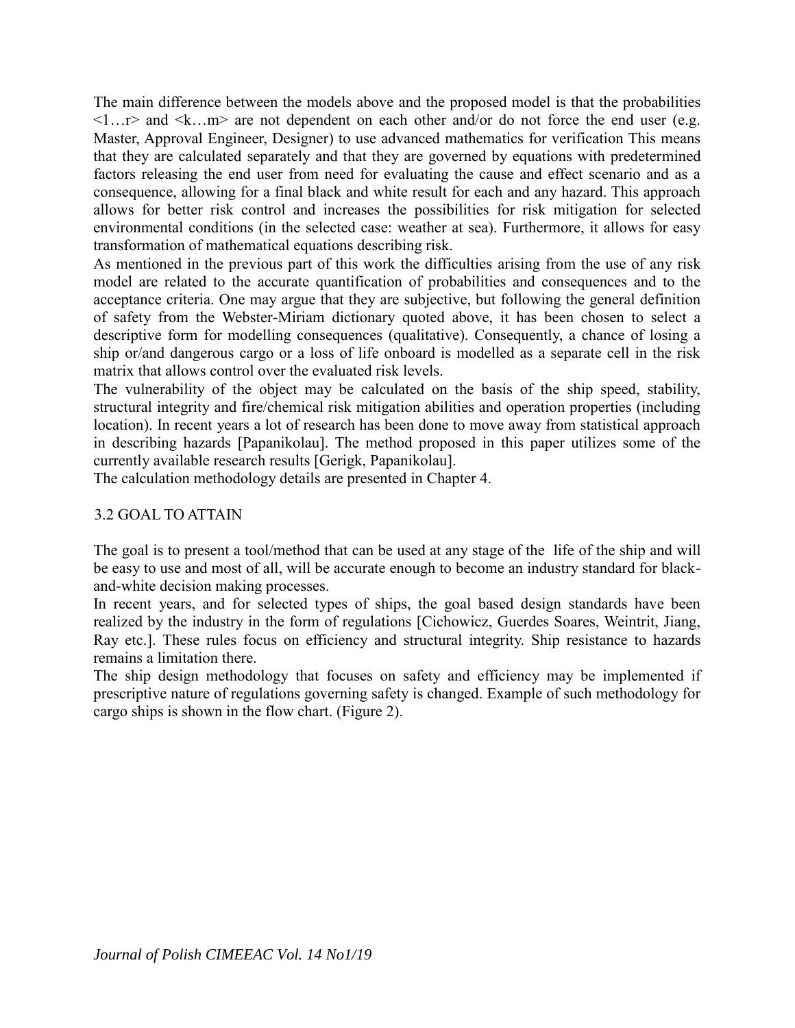The main difference between the models above and the proposed model is that the probabilities <1…r> and <k…m> are not dependent on each other and/or do not force the end user (e.g. Master, Approval Engineer, Designer) to use advanced mathematics for verification This means that they are calculated separately and that they are governed by equations with predetermined factors releasing the end user from need for evaluating the cause and effect scenario and as a consequence, allowing for a final black and white result for each and any hazard. This approach allows for better risk control and increases the possibilities for risk mitigation for selected environmental conditions (in the selected case: weather at sea). Furthermore, it allows for easy transformation of mathematical equations describing risk.

As mentioned in the previous part of this work the difficulties arising from the use of any risk model are related to the accurate quantification of probabilities and consequences and to the acceptance criteria. One may argue that they are subjective, but following the general definition of safety from the Webster-Miriam dictionary quoted above, it has been chosen to select a descriptive form for modelling consequences (qualitative). Consequently, a chance of losing a ship or/and dangerous cargo or a loss of life onboard is modelled as a separate cell in the risk matrix that allows control over the evaluated risk levels.

The vulnerability of the object may be calculated on the basis of the ship speed, stability, structural integrity and fire/chemical risk mitigation abilities and operation properties (including location). In recent years a lot of research has been done to move away from statistical approach in describing hazards [Papanikolau]. The method proposed in this paper utilizes some of the currently available research results [Gerigk, Papanikolau].

The calculation methodology details are presented in Chapter 4.

## 3.2 GOAL TO ATTAIN

The goal is to present a tool/method that can be used at any stage of the life of the ship and will be easy to use and most of all, will be accurate enough to become an industry standard for black-and-white decision making processes.

In recent years, and for selected types of ships, the goal based design standards have been realized by the industry in the form of regulations [Cichowicz, Guerdes Soares, Weintrit, Jiang, Ray etc.]. These rules focus on efficiency and structural integrity. Ship resistance to hazards remains a limitation there.

The ship design methodology that focuses on safety and efficiency may be implemented if prescriptive nature of regulations governing safety is changed. Example of such methodology for cargo ships is shown in the flow chart. (Figure 2).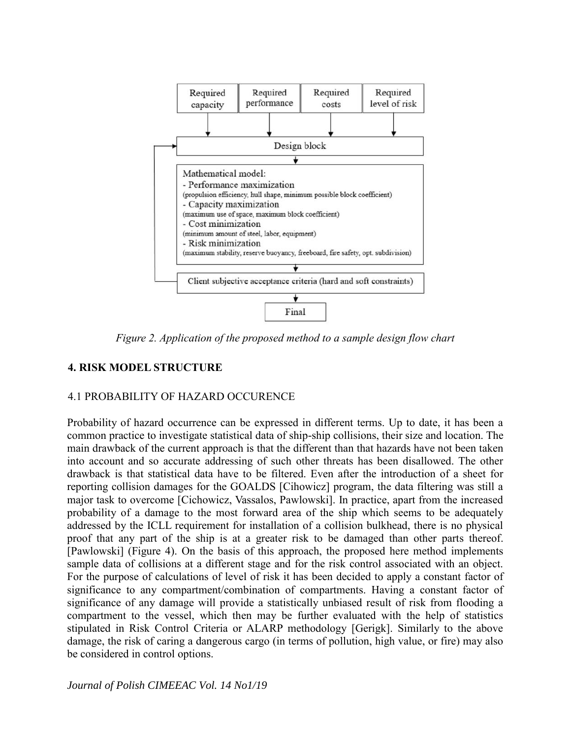```
Required capacity | Required performance | Required costs | Required level of risk
                              ↓
                         Design block
                              ↓
Mathematical model:
- Performance maximization
(propulsion efficiency, hull shape, minimum possible block coefficient)
- Capacity maximization
(maximum use of space, maximum block coefficient)
- Cost minimization
(minimum amount of steel, labor, equipment)
- Risk minimization
(maximum stability, reserve buoyancy, freeboard, fire safety, opt. subdivision)
                              ↓
Client subjective acceptance criteria (hard and soft constraints)
                              ↓
                            Final
```

*Figure 2. Application of the proposed method to a sample design flow chart*

## 4. RISK MODEL STRUCTURE

### 4.1 PROBABILITY OF HAZARD OCCURENCE

Probability of hazard occurrence can be expressed in different terms. Up to date, it has been a common practice to investigate statistical data of ship-ship collisions, their size and location. The main drawback of the current approach is that the different than that hazards have not been taken into account and so accurate addressing of such other threats has been disallowed. The other drawback is that statistical data have to be filtered. Even after the introduction of a sheet for reporting collision damages for the GOALDS [Cihowicz] program, the data filtering was still a major task to overcome [Cichowicz, Vassalos, Pawlowski]. In practice, apart from the increased probability of a damage to the most forward area of the ship which seems to be adequately addressed by the ICLL requirement for installation of a collision bulkhead, there is no physical proof that any part of the ship is at a greater risk to be damaged than other parts thereof. [Pawlowski] (Figure 4). On the basis of this approach, the proposed here method implements sample data of collisions at a different stage and for the risk control associated with an object. For the purpose of calculations of level of risk it has been decided to apply a constant factor of significance to any compartment/combination of compartments. Having a constant factor of significance of any damage will provide a statistically unbiased result of risk from flooding a compartment to the vessel, which then may be further evaluated with the help of statistics stipulated in Risk Control Criteria or ALARP methodology [Gerigk]. Similarly to the above damage, the risk of caring a dangerous cargo (in terms of pollution, high value, or fire) may also be considered in control options.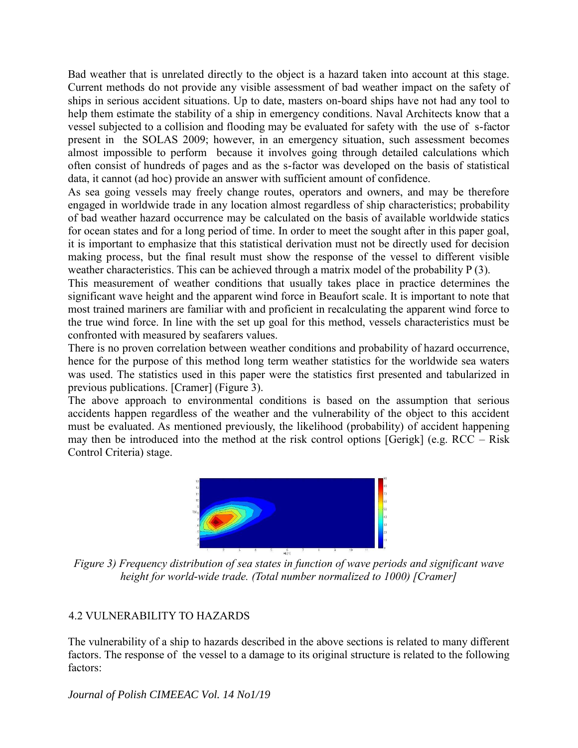Bad weather that is unrelated directly to the object is a hazard taken into account at this stage. Current methods do not provide any visible assessment of bad weather impact on the safety of ships in serious accident situations. Up to date, masters on-board ships have not had any tool to help them estimate the stability of a ship in emergency conditions. Naval Architects know that a vessel subjected to a collision and flooding may be evaluated for safety with the use of s-factor present in the SOLAS 2009; however, in an emergency situation, such assessment becomes almost impossible to perform because it involves going through detailed calculations which often consist of hundreds of pages and as the s-factor was developed on the basis of statistical data, it cannot (ad hoc) provide an answer with sufficient amount of confidence.

As sea going vessels may freely change routes, operators and owners, and may be therefore engaged in worldwide trade in any location almost regardless of ship characteristics; probability of bad weather hazard occurrence may be calculated on the basis of available worldwide statics for ocean states and for a long period of time. In order to meet the sought after in this paper goal, it is important to emphasize that this statistical derivation must not be directly used for decision making process, but the final result must show the response of the vessel to different visible weather characteristics. This can be achieved through a matrix model of the probability P (3).

This measurement of weather conditions that usually takes place in practice determines the significant wave height and the apparent wind force in Beaufort scale. It is important to note that most trained mariners are familiar with and proficient in recalculating the apparent wind force to the true wind force. In line with the set up goal for this method, vessels characteristics must be confronted with measured by seafarers values.

There is no proven correlation between weather conditions and probability of hazard occurrence, hence for the purpose of this method long term weather statistics for the worldwide sea waters was used. The statistics used in this paper were the statistics first presented and tabularized in previous publications. [Cramer] (Figure 3).

The above approach to environmental conditions is based on the assumption that serious accidents happen regardless of the weather and the vulnerability of the object to this accident must be evaluated. As mentioned previously, the likelihood (probability) of accident happening may then be introduced into the method at the risk control options [Gerigk] (e.g. RCC – Risk Control Criteria) stage.

*Figure 3) Frequency distribution of sea states in function of wave periods and significant wave height for world-wide trade. (Total number normalized to 1000) [Cramer]*

## 4.2 VULNERABILITY TO HAZARDS

The vulnerability of a ship to hazards described in the above sections is related to many different factors. The response of the vessel to a damage to its original structure is related to the following factors: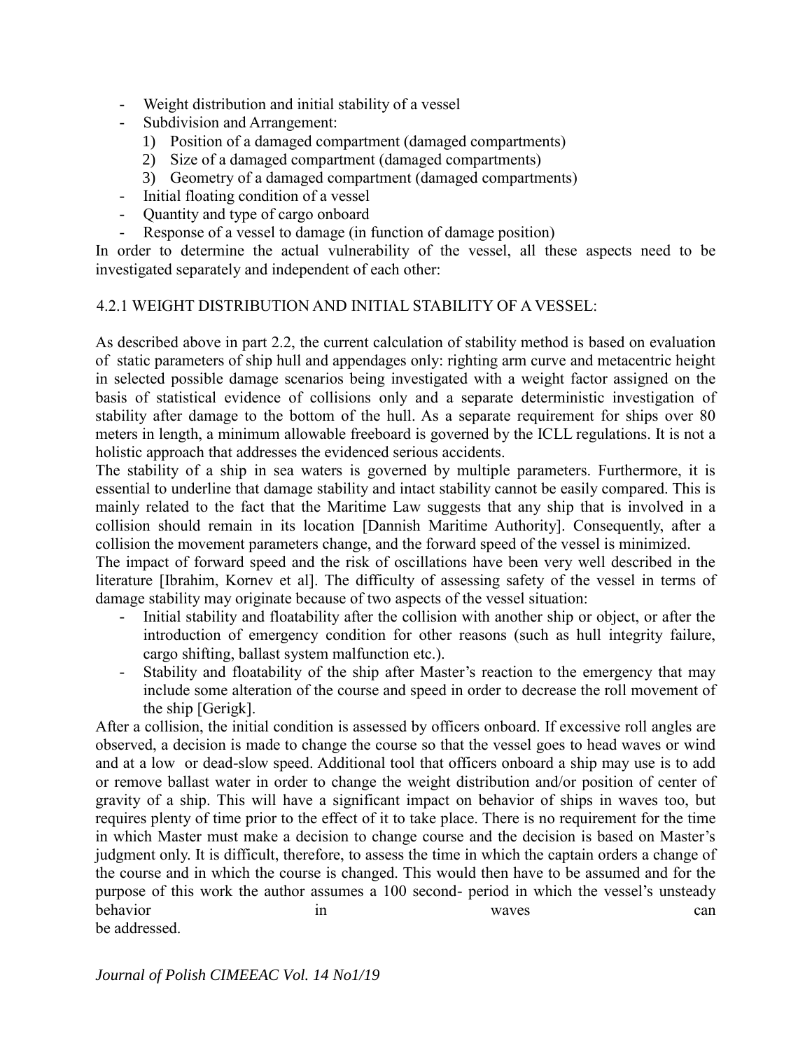- Weight distribution and initial stability of a vessel
- Subdivision and Arrangement:
    1) Position of a damaged compartment (damaged compartments)
    2) Size of a damaged compartment (damaged compartments)
    3) Geometry of a damaged compartment (damaged compartments)
- Initial floating condition of a vessel
- Quantity and type of cargo onboard
- Response of a vessel to damage (in function of damage position)

In order to determine the actual vulnerability of the vessel, all these aspects need to be investigated separately and independent of each other:

### 4.2.1 WEIGHT DISTRIBUTION AND INITIAL STABILITY OF A VESSEL:

As described above in part 2.2, the current calculation of stability method is based on evaluation of static parameters of ship hull and appendages only: righting arm curve and metacentric height in selected possible damage scenarios being investigated with a weight factor assigned on the basis of statistical evidence of collisions only and a separate deterministic investigation of stability after damage to the bottom of the hull. As a separate requirement for ships over 80 meters in length, a minimum allowable freeboard is governed by the ICLL regulations. It is not a holistic approach that addresses the evidenced serious accidents.

The stability of a ship in sea waters is governed by multiple parameters. Furthermore, it is essential to underline that damage stability and intact stability cannot be easily compared. This is mainly related to the fact that the Maritime Law suggests that any ship that is involved in a collision should remain in its location [Dannish Maritime Authority]. Consequently, after a collision the movement parameters change, and the forward speed of the vessel is minimized.

The impact of forward speed and the risk of oscillations have been very well described in the literature [Ibrahim, Kornev et al]. The difficulty of assessing safety of the vessel in terms of damage stability may originate because of two aspects of the vessel situation:

- Initial stability and floatability after the collision with another ship or object, or after the introduction of emergency condition for other reasons (such as hull integrity failure, cargo shifting, ballast system malfunction etc.).
- Stability and floatability of the ship after Master's reaction to the emergency that may include some alteration of the course and speed in order to decrease the roll movement of the ship [Gerigk].

After a collision, the initial condition is assessed by officers onboard. If excessive roll angles are observed, a decision is made to change the course so that the vessel goes to head waves or wind and at a low or dead-slow speed. Additional tool that officers onboard a ship may use is to add or remove ballast water in order to change the weight distribution and/or position of center of gravity of a ship. This will have a significant impact on behavior of ships in waves too, but requires plenty of time prior to the effect of it to take place. There is no requirement for the time in which Master must make a decision to change course and the decision is based on Master's judgment only. It is difficult, therefore, to assess the time in which the captain orders a change of the course and in which the course is changed. This would then have to be assumed and for the purpose of this work the author assumes a 100 second- period in which the vessel's unsteady behavior in waves can be addressed.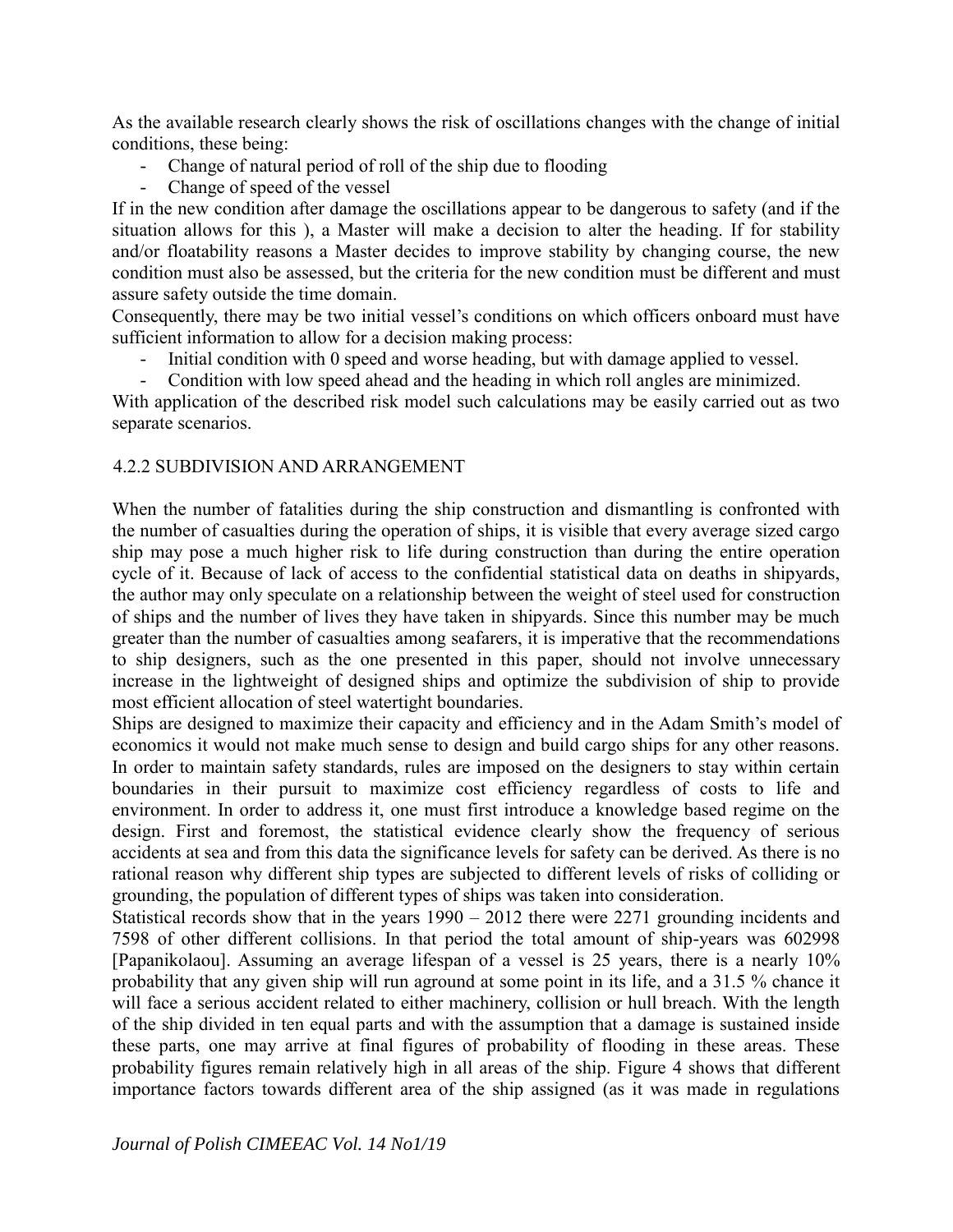As the available research clearly shows the risk of oscillations changes with the change of initial conditions, these being:

- Change of natural period of roll of the ship due to flooding
- Change of speed of the vessel

If in the new condition after damage the oscillations appear to be dangerous to safety (and if the situation allows for this ), a Master will make a decision to alter the heading. If for stability and/or floatability reasons a Master decides to improve stability by changing course, the new condition must also be assessed, but the criteria for the new condition must be different and must assure safety outside the time domain.

Consequently, there may be two initial vessel's conditions on which officers onboard must have sufficient information to allow for a decision making process:

- Initial condition with 0 speed and worse heading, but with damage applied to vessel.
- Condition with low speed ahead and the heading in which roll angles are minimized.

With application of the described risk model such calculations may be easily carried out as two separate scenarios.

### 4.2.2 SUBDIVISION AND ARRANGEMENT

When the number of fatalities during the ship construction and dismantling is confronted with the number of casualties during the operation of ships, it is visible that every average sized cargo ship may pose a much higher risk to life during construction than during the entire operation cycle of it. Because of lack of access to the confidential statistical data on deaths in shipyards, the author may only speculate on a relationship between the weight of steel used for construction of ships and the number of lives they have taken in shipyards. Since this number may be much greater than the number of casualties among seafarers, it is imperative that the recommendations to ship designers, such as the one presented in this paper, should not involve unnecessary increase in the lightweight of designed ships and optimize the subdivision of ship to provide most efficient allocation of steel watertight boundaries.

Ships are designed to maximize their capacity and efficiency and in the Adam Smith's model of economics it would not make much sense to design and build cargo ships for any other reasons. In order to maintain safety standards, rules are imposed on the designers to stay within certain boundaries in their pursuit to maximize cost efficiency regardless of costs to life and environment. In order to address it, one must first introduce a knowledge based regime on the design. First and foremost, the statistical evidence clearly show the frequency of serious accidents at sea and from this data the significance levels for safety can be derived. As there is no rational reason why different ship types are subjected to different levels of risks of colliding or grounding, the population of different types of ships was taken into consideration.

Statistical records show that in the years 1990 – 2012 there were 2271 grounding incidents and 7598 of other different collisions. In that period the total amount of ship-years was 602998 [Papanikolaou]. Assuming an average lifespan of a vessel is 25 years, there is a nearly 10% probability that any given ship will run aground at some point in its life, and a 31.5 % chance it will face a serious accident related to either machinery, collision or hull breach. With the length of the ship divided in ten equal parts and with the assumption that a damage is sustained inside these parts, one may arrive at final figures of probability of flooding in these areas. These probability figures remain relatively high in all areas of the ship. Figure 4 shows that different importance factors towards different area of the ship assigned (as it was made in regulations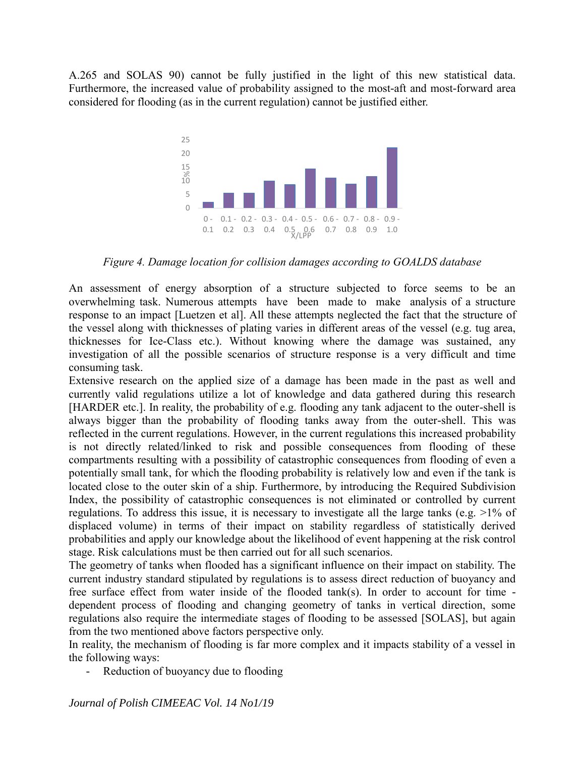A.265 and SOLAS 90) cannot be fully justified in the light of this new statistical data. Furthermore, the increased value of probability assigned to the most-aft and most-forward area considered for flooding (as in the current regulation) cannot be justified either.

*Figure 4. Damage location for collision damages according to GOALDS database*

An assessment of energy absorption of a structure subjected to force seems to be an overwhelming task. Numerous attempts have been made to make analysis of a structure response to an impact [Luetzen et al]. All these attempts neglected the fact that the structure of the vessel along with thicknesses of plating varies in different areas of the vessel (e.g. tug area, thicknesses for Ice-Class etc.). Without knowing where the damage was sustained, any investigation of all the possible scenarios of structure response is a very difficult and time consuming task.

Extensive research on the applied size of a damage has been made in the past as well and currently valid regulations utilize a lot of knowledge and data gathered during this research [HARDER etc.]. In reality, the probability of e.g. flooding any tank adjacent to the outer-shell is always bigger than the probability of flooding tanks away from the outer-shell. This was reflected in the current regulations. However, in the current regulations this increased probability is not directly related/linked to risk and possible consequences from flooding of these compartments resulting with a possibility of catastrophic consequences from flooding of even a potentially small tank, for which the flooding probability is relatively low and even if the tank is located close to the outer skin of a ship. Furthermore, by introducing the Required Subdivision Index, the possibility of catastrophic consequences is not eliminated or controlled by current regulations. To address this issue, it is necessary to investigate all the large tanks (e.g. >1% of displaced volume) in terms of their impact on stability regardless of statistically derived probabilities and apply our knowledge about the likelihood of event happening at the risk control stage. Risk calculations must be then carried out for all such scenarios.

The geometry of tanks when flooded has a significant influence on their impact on stability. The current industry standard stipulated by regulations is to assess direct reduction of buoyancy and free surface effect from water inside of the flooded tank(s). In order to account for time - dependent process of flooding and changing geometry of tanks in vertical direction, some regulations also require the intermediate stages of flooding to be assessed [SOLAS], but again from the two mentioned above factors perspective only.

In reality, the mechanism of flooding is far more complex and it impacts stability of a vessel in the following ways:

- Reduction of buoyancy due to flooding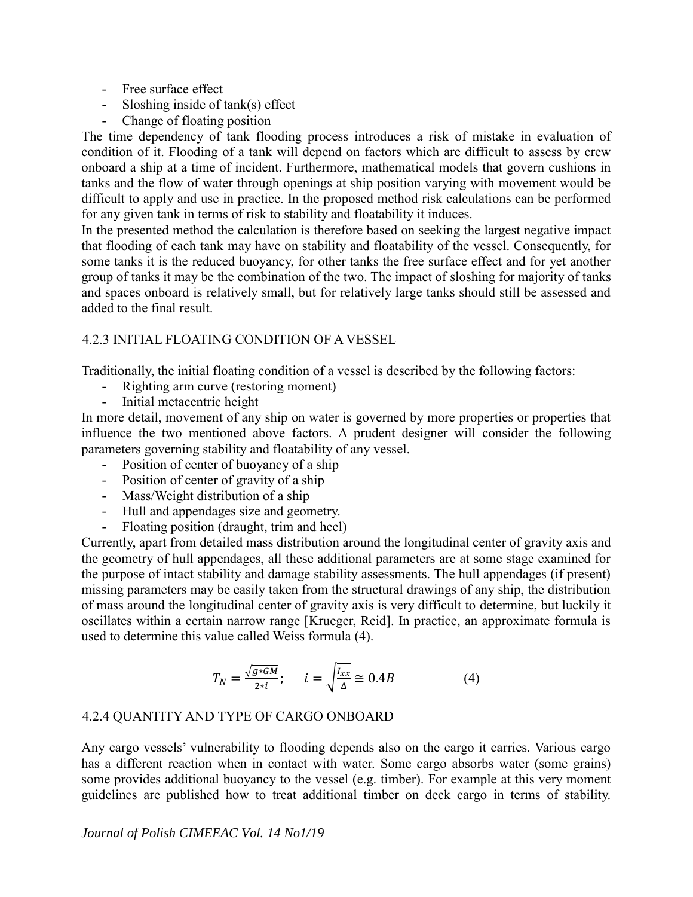- Free surface effect
- Sloshing inside of tank(s) effect
- Change of floating position

The time dependency of tank flooding process introduces a risk of mistake in evaluation of condition of it. Flooding of a tank will depend on factors which are difficult to assess by crew onboard a ship at a time of incident. Furthermore, mathematical models that govern cushions in tanks and the flow of water through openings at ship position varying with movement would be difficult to apply and use in practice. In the proposed method risk calculations can be performed for any given tank in terms of risk to stability and floatability it induces.

In the presented method the calculation is therefore based on seeking the largest negative impact that flooding of each tank may have on stability and floatability of the vessel. Consequently, for some tanks it is the reduced buoyancy, for other tanks the free surface effect and for yet another group of tanks it may be the combination of the two. The impact of sloshing for majority of tanks and spaces onboard is relatively small, but for relatively large tanks should still be assessed and added to the final result.

### 4.2.3 INITIAL FLOATING CONDITION OF A VESSEL

Traditionally, the initial floating condition of a vessel is described by the following factors:

- Righting arm curve (restoring moment)
- Initial metacentric height

In more detail, movement of any ship on water is governed by more properties or properties that influence the two mentioned above factors. A prudent designer will consider the following parameters governing stability and floatability of any vessel.

- Position of center of buoyancy of a ship
- Position of center of gravity of a ship
- Mass/Weight distribution of a ship
- Hull and appendages size and geometry.
- Floating position (draught, trim and heel)

Currently, apart from detailed mass distribution around the longitudinal center of gravity axis and the geometry of hull appendages, all these additional parameters are at some stage examined for the purpose of intact stability and damage stability assessments. The hull appendages (if present) missing parameters may be easily taken from the structural drawings of any ship, the distribution of mass around the longitudinal center of gravity axis is very difficult to determine, but luckily it oscillates within a certain narrow range [Krueger, Reid]. In practice, an approximate formula is used to determine this value called Weiss formula (4).

$$T_N = \frac{\sqrt{g*GM}}{2*i}; \quad i = \sqrt{\frac{I_{xx}}{\Delta}} \cong 0.4B \qquad (4)$$

### 4.2.4 QUANTITY AND TYPE OF CARGO ONBOARD

Any cargo vessels' vulnerability to flooding depends also on the cargo it carries. Various cargo has a different reaction when in contact with water. Some cargo absorbs water (some grains) some provides additional buoyancy to the vessel (e.g. timber). For example at this very moment guidelines are published how to treat additional timber on deck cargo in terms of stability.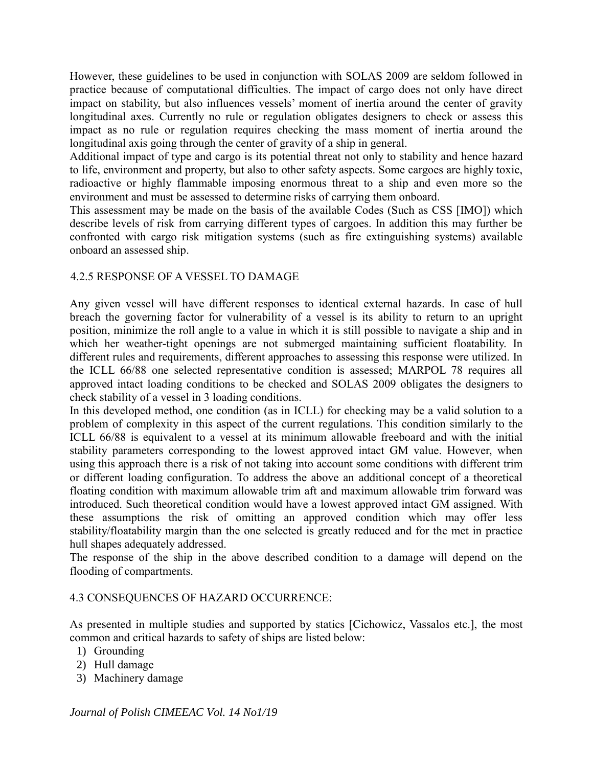However, these guidelines to be used in conjunction with SOLAS 2009 are seldom followed in practice because of computational difficulties. The impact of cargo does not only have direct impact on stability, but also influences vessels' moment of inertia around the center of gravity longitudinal axes. Currently no rule or regulation obligates designers to check or assess this impact as no rule or regulation requires checking the mass moment of inertia around the longitudinal axis going through the center of gravity of a ship in general.

Additional impact of type and cargo is its potential threat not only to stability and hence hazard to life, environment and property, but also to other safety aspects. Some cargoes are highly toxic, radioactive or highly flammable imposing enormous threat to a ship and even more so the environment and must be assessed to determine risks of carrying them onboard.

This assessment may be made on the basis of the available Codes (Such as CSS [IMO]) which describe levels of risk from carrying different types of cargoes. In addition this may further be confronted with cargo risk mitigation systems (such as fire extinguishing systems) available onboard an assessed ship.

### 4.2.5 RESPONSE OF A VESSEL TO DAMAGE

Any given vessel will have different responses to identical external hazards. In case of hull breach the governing factor for vulnerability of a vessel is its ability to return to an upright position, minimize the roll angle to a value in which it is still possible to navigate a ship and in which her weather-tight openings are not submerged maintaining sufficient floatability. In different rules and requirements, different approaches to assessing this response were utilized. In the ICLL 66/88 one selected representative condition is assessed; MARPOL 78 requires all approved intact loading conditions to be checked and SOLAS 2009 obligates the designers to check stability of a vessel in 3 loading conditions.

In this developed method, one condition (as in ICLL) for checking may be a valid solution to a problem of complexity in this aspect of the current regulations. This condition similarly to the ICLL 66/88 is equivalent to a vessel at its minimum allowable freeboard and with the initial stability parameters corresponding to the lowest approved intact GM value. However, when using this approach there is a risk of not taking into account some conditions with different trim or different loading configuration. To address the above an additional concept of a theoretical floating condition with maximum allowable trim aft and maximum allowable trim forward was introduced. Such theoretical condition would have a lowest approved intact GM assigned. With these assumptions the risk of omitting an approved condition which may offer less stability/floatability margin than the one selected is greatly reduced and for the met in practice hull shapes adequately addressed.

The response of the ship in the above described condition to a damage will depend on the flooding of compartments.

### 4.3 CONSEQUENCES OF HAZARD OCCURRENCE:

As presented in multiple studies and supported by statics [Cichowicz, Vassalos etc.], the most common and critical hazards to safety of ships are listed below:

1) Grounding
2) Hull damage
3) Machinery damage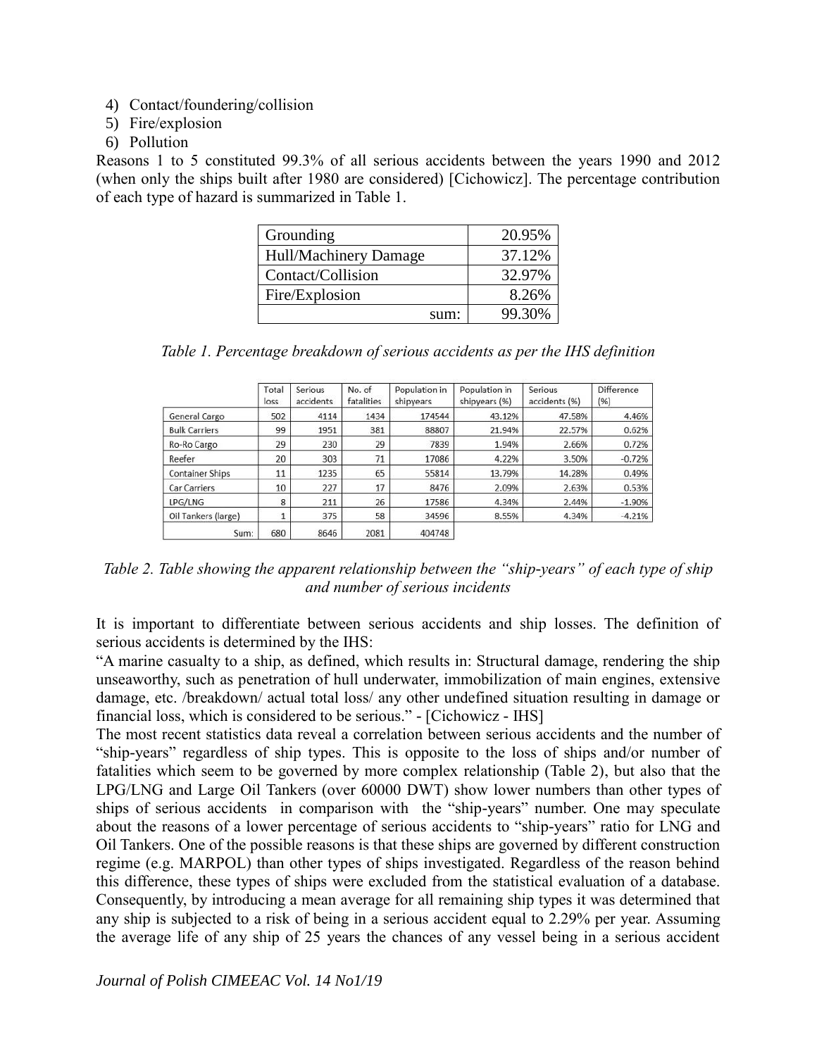4) Contact/foundering/collision
5) Fire/explosion
6) Pollution

Reasons 1 to 5 constituted 99.3% of all serious accidents between the years 1990 and 2012 (when only the ships built after 1980 are considered) [Cichowicz]. The percentage contribution of each type of hazard is summarized in Table 1.

| | |
|---|---|
| Grounding | 20.95% |
| Hull/Machinery Damage | 37.12% |
| Contact/Collision | 32.97% |
| Fire/Explosion | 8.26% |
| sum: | 99.30% |

*Table 1. Percentage breakdown of serious accidents as per the IHS definition*

| | Total loss | Serious accidents | No. of fatalities | Population in shipyears | Population in shipyears (%) | Serious accidents (%) | Difference (%) |
|---|---|---|---|---|---|---|---|
| General Cargo | 502 | 4114 | 1434 | 174544 | 43.12% | 47.58% | 4.46% |
| Bulk Carriers | 99 | 1951 | 381 | 88807 | 21.94% | 22.57% | 0.62% |
| Ro-Ro Cargo | 29 | 230 | 29 | 7839 | 1.94% | 2.66% | 0.72% |
| Reefer | 20 | 303 | 71 | 17086 | 4.22% | 3.50% | -0.72% |
| Container Ships | 11 | 1235 | 65 | 55814 | 13.79% | 14.28% | 0.49% |
| Car Carriers | 10 | 227 | 17 | 8476 | 2.09% | 2.63% | 0.53% |
| LPG/LNG | 8 | 211 | 26 | 17586 | 4.34% | 2.44% | -1.90% |
| Oil Tankers (large) | 1 | 375 | 58 | 34596 | 8.55% | 4.34% | -4.21% |
| Sum: | 680 | 8646 | 2081 | 404748 | | | |

*Table 2. Table showing the apparent relationship between the "ship-years" of each type of ship and number of serious incidents*

It is important to differentiate between serious accidents and ship losses. The definition of serious accidents is determined by the IHS:

"A marine casualty to a ship, as defined, which results in: Structural damage, rendering the ship unseaworthy, such as penetration of hull underwater, immobilization of main engines, extensive damage, etc. /breakdown/ actual total loss/ any other undefined situation resulting in damage or financial loss, which is considered to be serious." - [Cichowicz - IHS]

The most recent statistics data reveal a correlation between serious accidents and the number of "ship-years" regardless of ship types. This is opposite to the loss of ships and/or number of fatalities which seem to be governed by more complex relationship (Table 2), but also that the LPG/LNG and Large Oil Tankers (over 60000 DWT) show lower numbers than other types of ships of serious accidents in comparison with the "ship-years" number. One may speculate about the reasons of a lower percentage of serious accidents to "ship-years" ratio for LNG and Oil Tankers. One of the possible reasons is that these ships are governed by different construction regime (e.g. MARPOL) than other types of ships investigated. Regardless of the reason behind this difference, these types of ships were excluded from the statistical evaluation of a database. Consequently, by introducing a mean average for all remaining ship types it was determined that any ship is subjected to a risk of being in a serious accident equal to 2.29% per year. Assuming the average life of any ship of 25 years the chances of any vessel being in a serious accident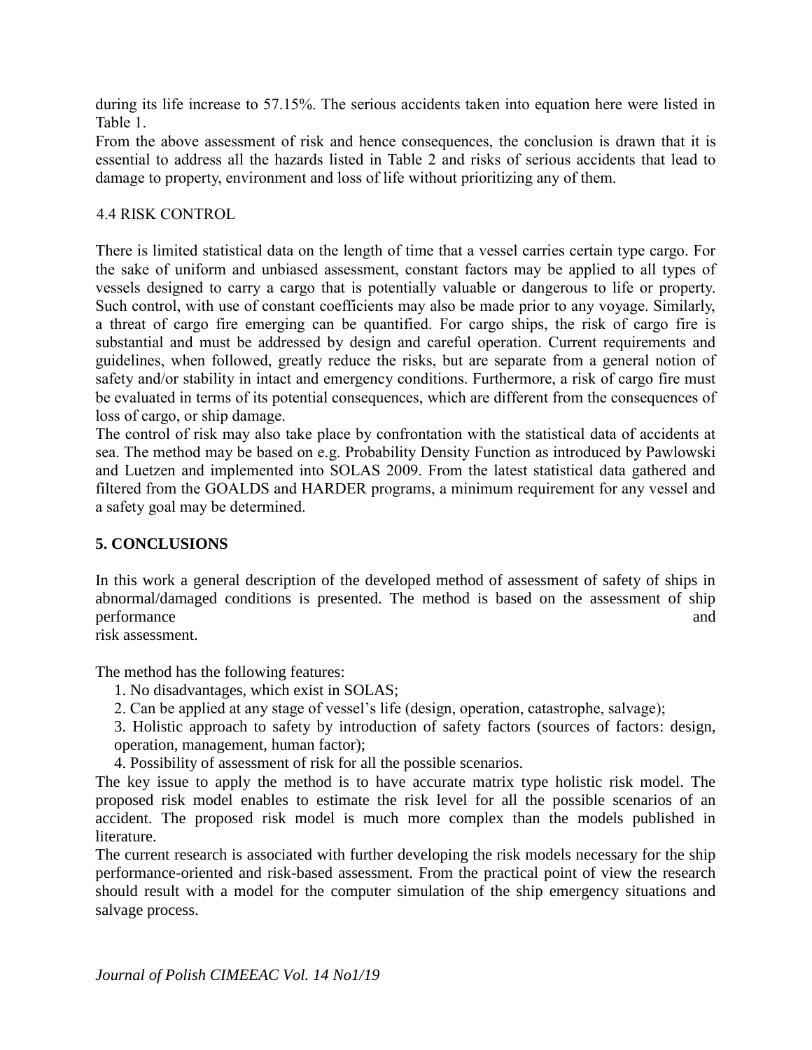during its life increase to 57.15%. The serious accidents taken into equation here were listed in Table 1.

From the above assessment of risk and hence consequences, the conclusion is drawn that it is essential to address all the hazards listed in Table 2 and risks of serious accidents that lead to damage to property, environment and loss of life without prioritizing any of them.

### 4.4 RISK CONTROL

There is limited statistical data on the length of time that a vessel carries certain type cargo. For the sake of uniform and unbiased assessment, constant factors may be applied to all types of vessels designed to carry a cargo that is potentially valuable or dangerous to life or property. Such control, with use of constant coefficients may also be made prior to any voyage. Similarly, a threat of cargo fire emerging can be quantified. For cargo ships, the risk of cargo fire is substantial and must be addressed by design and careful operation. Current requirements and guidelines, when followed, greatly reduce the risks, but are separate from a general notion of safety and/or stability in intact and emergency conditions. Furthermore, a risk of cargo fire must be evaluated in terms of its potential consequences, which are different from the consequences of loss of cargo, or ship damage.

The control of risk may also take place by confrontation with the statistical data of accidents at sea. The method may be based on e.g. Probability Density Function as introduced by Pawlowski and Luetzen and implemented into SOLAS 2009. From the latest statistical data gathered and filtered from the GOALDS and HARDER programs, a minimum requirement for any vessel and a safety goal may be determined.

## 5. CONCLUSIONS

In this work a general description of the developed method of assessment of safety of ships in abnormal/damaged conditions is presented. The method is based on the assessment of ship performance and risk assessment.

The method has the following features:

1. No disadvantages, which exist in SOLAS;
2. Can be applied at any stage of vessel's life (design, operation, catastrophe, salvage);
3. Holistic approach to safety by introduction of safety factors (sources of factors: design, operation, management, human factor);
4. Possibility of assessment of risk for all the possible scenarios.

The key issue to apply the method is to have accurate matrix type holistic risk model. The proposed risk model enables to estimate the risk level for all the possible scenarios of an accident. The proposed risk model is much more complex than the models published in literature.

The current research is associated with further developing the risk models necessary for the ship performance-oriented and risk-based assessment. From the practical point of view the research should result with a model for the computer simulation of the ship emergency situations and salvage process.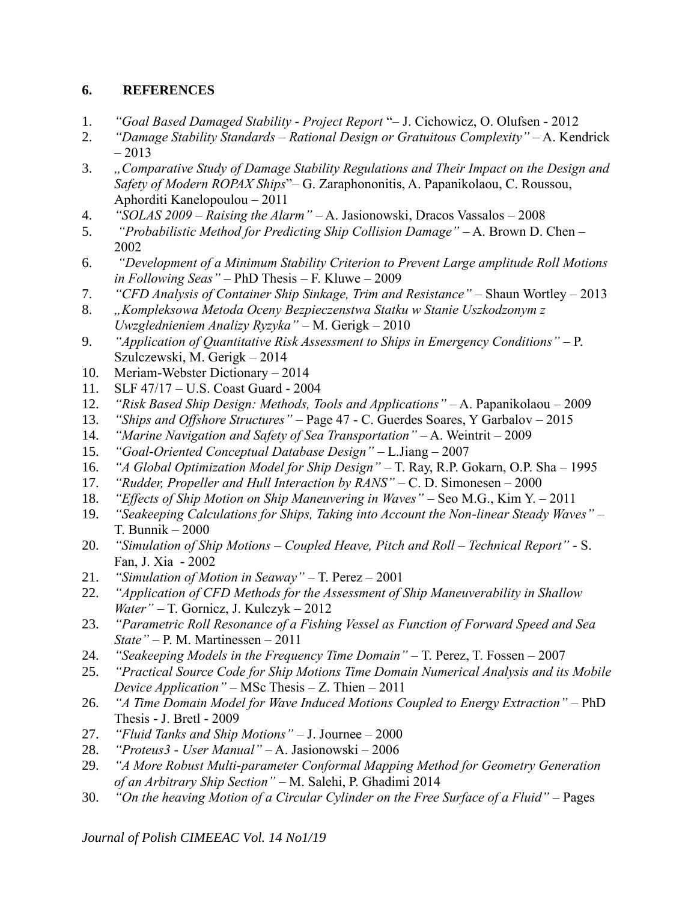## 6. REFERENCES

1. *"Goal Based Damaged Stability - Project Report* "– J. Cichowicz, O. Olufsen - 2012
2. *"Damage Stability Standards – Rational Design or Gratuitous Complexity"* – A. Kendrick – 2013
3. *„Comparative Study of Damage Stability Regulations and Their Impact on the Design and Safety of Modern ROPAX Ships*"– G. Zaraphononitis, A. Papanikolaou, C. Roussou, Aphorditi Kanelopoulou – 2011
4. *"SOLAS 2009 – Raising the Alarm"* – A. Jasionowski, Dracos Vassalos – 2008
5. *"Probabilistic Method for Predicting Ship Collision Damage"* – A. Brown D. Chen – 2002
6. *"Development of a Minimum Stability Criterion to Prevent Large amplitude Roll Motions in Following Seas"* – PhD Thesis – F. Kluwe – 2009
7. *"CFD Analysis of Container Ship Sinkage, Trim and Resistance"* – Shaun Wortley – 2013
8. *„Kompleksowa Metoda Oceny Bezpieczenstwa Statku w Stanie Uszkodzonym z Uwzglednieniem Analizy Ryzyka"* – M. Gerigk – 2010
9. *"Application of Quantitative Risk Assessment to Ships in Emergency Conditions"* – P. Szulczewski, M. Gerigk – 2014
10. Meriam-Webster Dictionary – 2014
11. SLF 47/17 – U.S. Coast Guard - 2004
12. *"Risk Based Ship Design: Methods, Tools and Applications"* – A. Papanikolaou – 2009
13. *"Ships and Offshore Structures"* – Page 47 - C. Guerdes Soares, Y Garbalov – 2015
14. *"Marine Navigation and Safety of Sea Transportation"* – A. Weintrit – 2009
15. *"Goal-Oriented Conceptual Database Design"* – L.Jiang – 2007
16. *"A Global Optimization Model for Ship Design"* – T. Ray, R.P. Gokarn, O.P. Sha – 1995
17. *"Rudder, Propeller and Hull Interaction by RANS"* – C. D. Simonesen – 2000
18. *"Effects of Ship Motion on Ship Maneuvering in Waves"* – Seo M.G., Kim Y. – 2011
19. *"Seakeeping Calculations for Ships, Taking into Account the Non-linear Steady Waves"* – T. Bunnik – 2000
20. *"Simulation of Ship Motions – Coupled Heave, Pitch and Roll – Technical Report"* - S. Fan, J. Xia - 2002
21. *"Simulation of Motion in Seaway"* – T. Perez – 2001
22. *"Application of CFD Methods for the Assessment of Ship Maneuverability in Shallow Water"* – T. Gornicz, J. Kulczyk – 2012
23. *"Parametric Roll Resonance of a Fishing Vessel as Function of Forward Speed and Sea State"* – P. M. Martinessen – 2011
24. *"Seakeeping Models in the Frequency Time Domain"* – T. Perez, T. Fossen – 2007
25. *"Practical Source Code for Ship Motions Time Domain Numerical Analysis and its Mobile Device Application"* – MSc Thesis – Z. Thien – 2011
26. *"A Time Domain Model for Wave Induced Motions Coupled to Energy Extraction"* – PhD Thesis - J. Bretl - 2009
27. *"Fluid Tanks and Ship Motions"* – J. Journee – 2000
28. *"Proteus3 - User Manual"* – A. Jasionowski – 2006
29. *"A More Robust Multi-parameter Conformal Mapping Method for Geometry Generation of an Arbitrary Ship Section"* – M. Salehi, P. Ghadimi 2014
30. *"On the heaving Motion of a Circular Cylinder on the Free Surface of a Fluid"* – Pages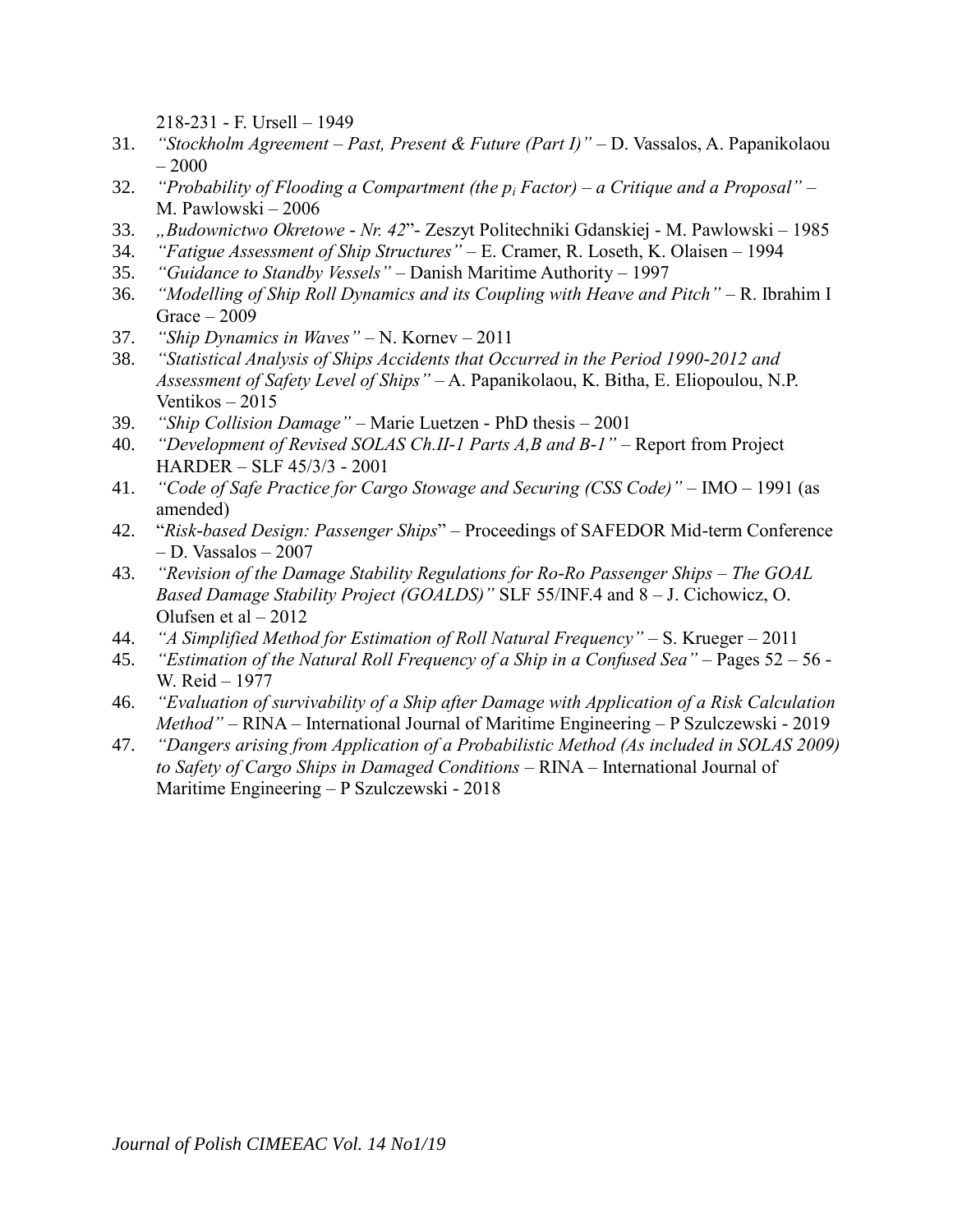218-231 - F. Ursell – 1949

31. *"Stockholm Agreement – Past, Present & Future (Part I)"* – D. Vassalos, A. Papanikolaou – 2000
32. *"Probability of Flooding a Compartment (the $p_i$ Factor) – a Critique and a Proposal"* – M. Pawlowski – 2006
33. *„Budownictwo Okretowe - Nr. 42*"- Zeszyt Politechniki Gdanskiej - M. Pawlowski – 1985
34. *"Fatigue Assessment of Ship Structures"* – E. Cramer, R. Loseth, K. Olaisen – 1994
35. *"Guidance to Standby Vessels"* – Danish Maritime Authority – 1997
36. *"Modelling of Ship Roll Dynamics and its Coupling with Heave and Pitch"* – R. Ibrahim I Grace – 2009
37. *"Ship Dynamics in Waves"* – N. Kornev – 2011
38. *"Statistical Analysis of Ships Accidents that Occurred in the Period 1990-2012 and Assessment of Safety Level of Ships"* – A. Papanikolaou, K. Bitha, E. Eliopoulou, N.P. Ventikos – 2015
39. *"Ship Collision Damage"* – Marie Luetzen - PhD thesis – 2001
40. *"Development of Revised SOLAS Ch.II-1 Parts A,B and B-1"* – Report from Project HARDER – SLF 45/3/3 - 2001
41. *"Code of Safe Practice for Cargo Stowage and Securing (CSS Code)"* – IMO – 1991 (as amended)
42. "*Risk-based Design: Passenger Ships*" – Proceedings of SAFEDOR Mid-term Conference – D. Vassalos – 2007
43. *"Revision of the Damage Stability Regulations for Ro-Ro Passenger Ships – The GOAL Based Damage Stability Project (GOALDS)"* SLF 55/INF.4 and 8 – J. Cichowicz, O. Olufsen et al – 2012
44. *"A Simplified Method for Estimation of Roll Natural Frequency"* – S. Krueger – 2011
45. *"Estimation of the Natural Roll Frequency of a Ship in a Confused Sea"* – Pages 52 – 56 - W. Reid – 1977
46. *"Evaluation of survivability of a Ship after Damage with Application of a Risk Calculation Method"* – RINA – International Journal of Maritime Engineering – P Szulczewski - 2019
47. *"Dangers arising from Application of a Probabilistic Method (As included in SOLAS 2009) to Safety of Cargo Ships in Damaged Conditions* – RINA – International Journal of Maritime Engineering – P Szulczewski - 2018